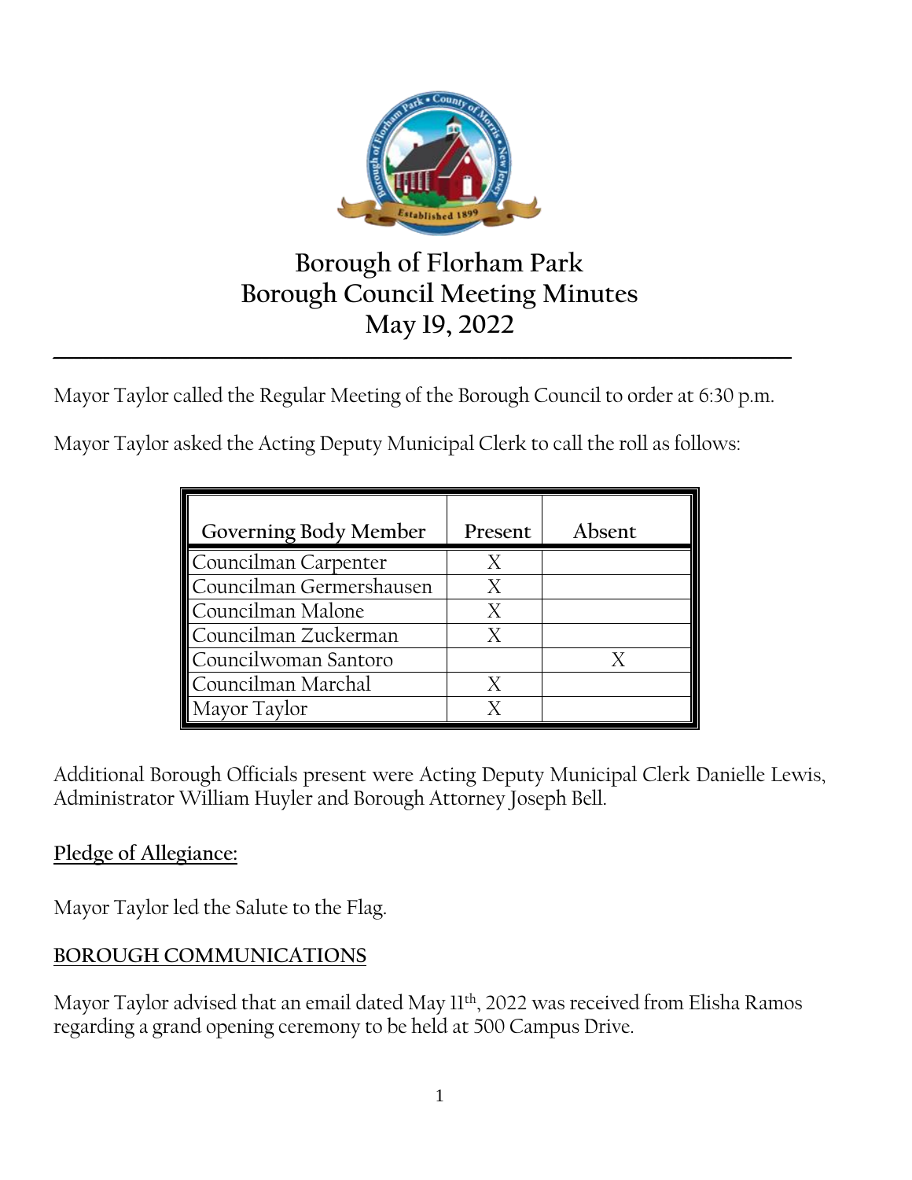# Borough of Florham Park
# Borough Council Meeting Minutes
# May 19, 2022

Mayor Taylor called the Regular Meeting of the Borough Council to order at 6:30 p.m.

Mayor Taylor asked the Acting Deputy Municipal Clerk to call the roll as follows:

| Governing Body Member | Present | Absent |
|---|---|---|
| Councilman Carpenter | X | |
| Councilman Germershausen | X | |
| Councilman Malone | X | |
| Councilman Zuckerman | X | |
| Councilwoman Santoro | | X |
| Councilman Marchal | X | |
| Mayor Taylor | X | |

Additional Borough Officials present were Acting Deputy Municipal Clerk Danielle Lewis, Administrator William Huyler and Borough Attorney Joseph Bell.

## Pledge of Allegiance:

Mayor Taylor led the Salute to the Flag.

## BOROUGH COMMUNICATIONS

Mayor Taylor advised that an email dated May 11th, 2022 was received from Elisha Ramos regarding a grand opening ceremony to be held at 500 Campus Drive.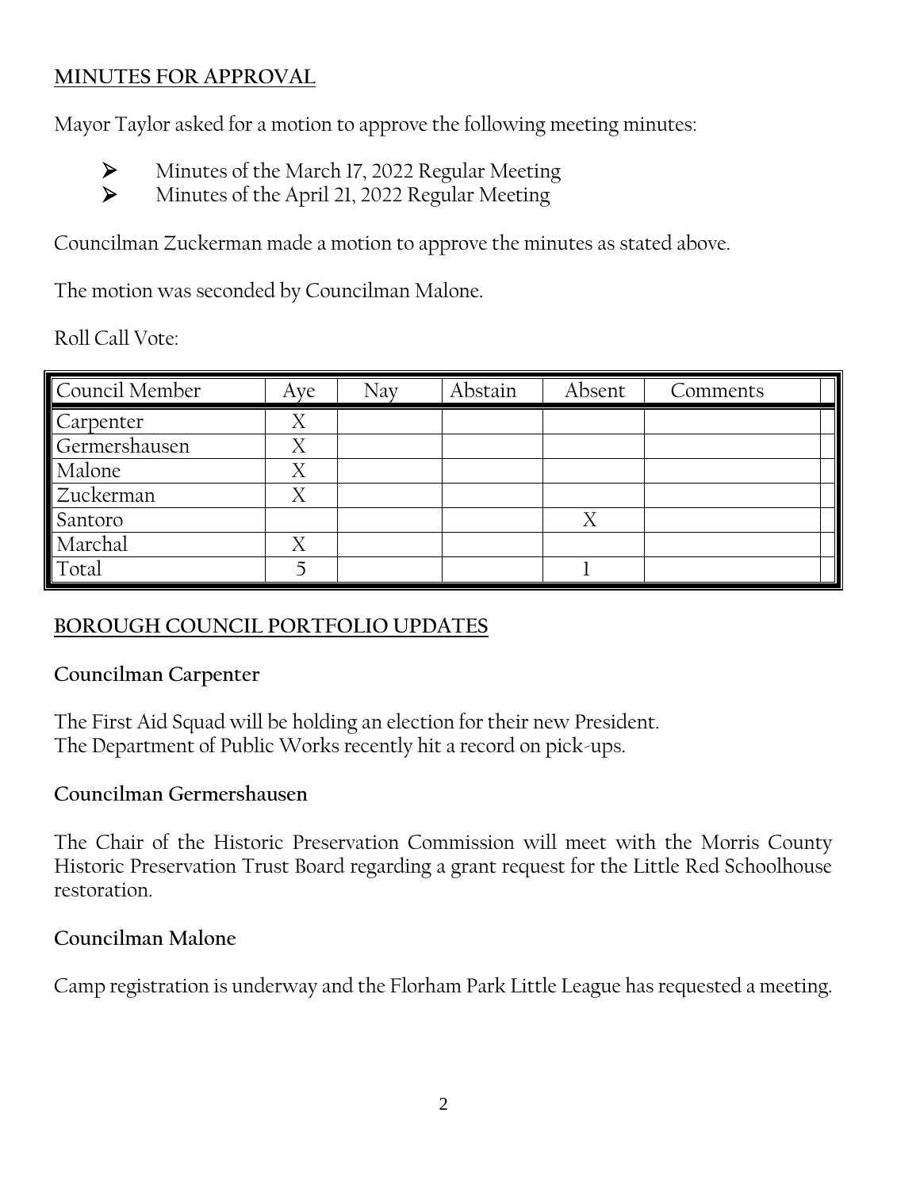## MINUTES FOR APPROVAL

Mayor Taylor asked for a motion to approve the following meeting minutes:

- Minutes of the March 17, 2022 Regular Meeting
- Minutes of the April 21, 2022 Regular Meeting

Councilman Zuckerman made a motion to approve the minutes as stated above.

The motion was seconded by Councilman Malone.

Roll Call Vote:

| Council Member | Aye | Nay | Abstain | Absent | Comments |
|---|---|---|---|---|---|
| Carpenter | X | | | | |
| Germershausen | X | | | | |
| Malone | X | | | | |
| Zuckerman | X | | | | |
| Santoro | | | | X | |
| Marchal | X | | | | |
| Total | 5 | | | 1 | |

## BOROUGH COUNCIL PORTFOLIO UPDATES

### Councilman Carpenter

The First Aid Squad will be holding an election for their new President.
The Department of Public Works recently hit a record on pick-ups.

### Councilman Germershausen

The Chair of the Historic Preservation Commission will meet with the Morris County Historic Preservation Trust Board regarding a grant request for the Little Red Schoolhouse restoration.

### Councilman Malone

Camp registration is underway and the Florham Park Little League has requested a meeting.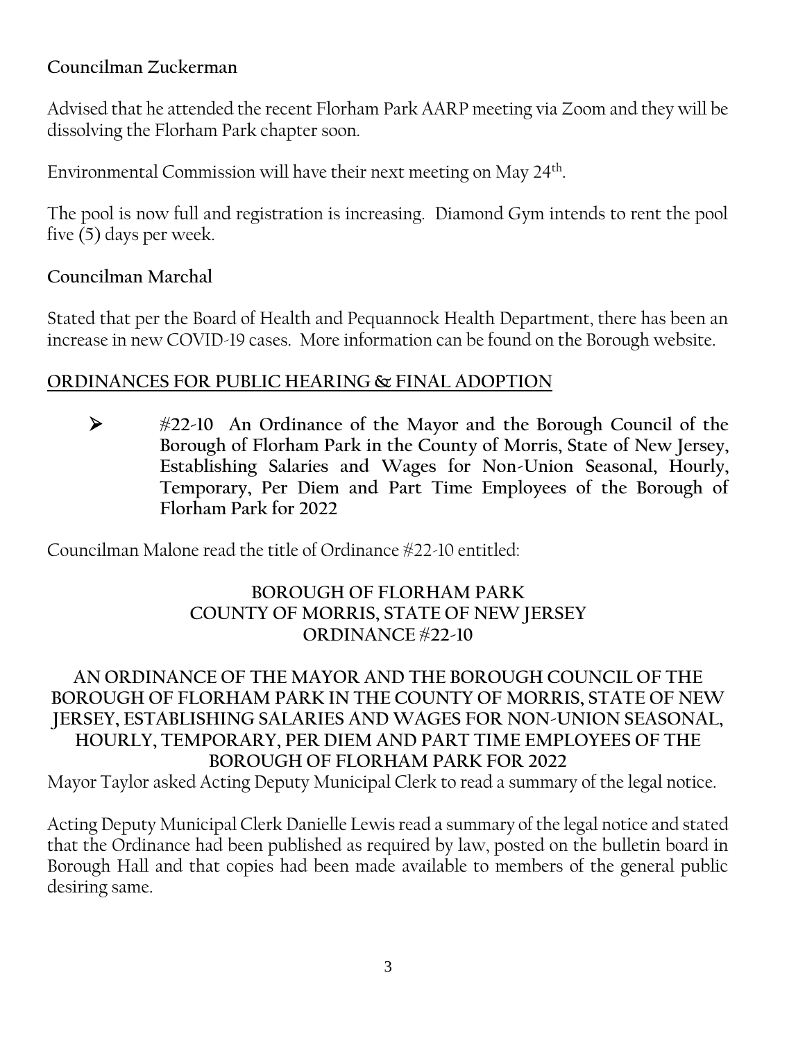**Councilman Zuckerman**

Advised that he attended the recent Florham Park AARP meeting via Zoom and they will be dissolving the Florham Park chapter soon.

Environmental Commission will have their next meeting on May 24th.

The pool is now full and registration is increasing. Diamond Gym intends to rent the pool five (5) days per week.

**Councilman Marchal**

Stated that per the Board of Health and Pequannock Health Department, there has been an increase in new COVID-19 cases. More information can be found on the Borough website.

## ORDINANCES FOR PUBLIC HEARING & FINAL ADOPTION

- **#22-10 An Ordinance of the Mayor and the Borough Council of the Borough of Florham Park in the County of Morris, State of New Jersey, Establishing Salaries and Wages for Non-Union Seasonal, Hourly, Temporary, Per Diem and Part Time Employees of the Borough of Florham Park for 2022**

Councilman Malone read the title of Ordinance #22-10 entitled:

**BOROUGH OF FLORHAM PARK**
**COUNTY OF MORRIS, STATE OF NEW JERSEY**
**ORDINANCE #22-10**

**AN ORDINANCE OF THE MAYOR AND THE BOROUGH COUNCIL OF THE BOROUGH OF FLORHAM PARK IN THE COUNTY OF MORRIS, STATE OF NEW JERSEY, ESTABLISHING SALARIES AND WAGES FOR NON-UNION SEASONAL, HOURLY, TEMPORARY, PER DIEM AND PART TIME EMPLOYEES OF THE BOROUGH OF FLORHAM PARK FOR 2022**

Mayor Taylor asked Acting Deputy Municipal Clerk to read a summary of the legal notice.

Acting Deputy Municipal Clerk Danielle Lewis read a summary of the legal notice and stated that the Ordinance had been published as required by law, posted on the bulletin board in Borough Hall and that copies had been made available to members of the general public desiring same.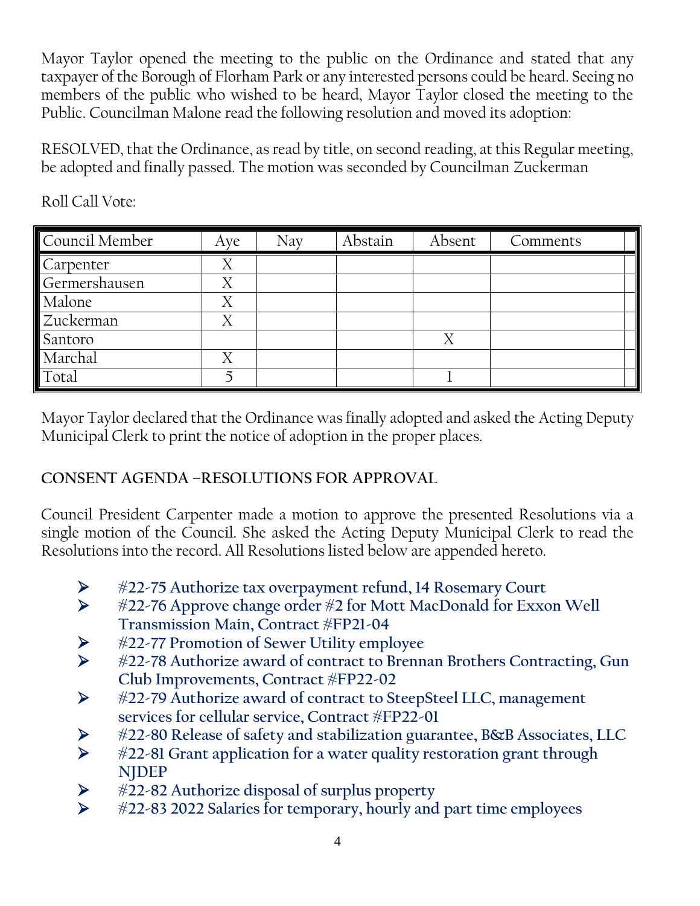Mayor Taylor opened the meeting to the public on the Ordinance and stated that any taxpayer of the Borough of Florham Park or any interested persons could be heard. Seeing no members of the public who wished to be heard, Mayor Taylor closed the meeting to the Public. Councilman Malone read the following resolution and moved its adoption:

RESOLVED, that the Ordinance, as read by title, on second reading, at this Regular meeting, be adopted and finally passed. The motion was seconded by Councilman Zuckerman

Roll Call Vote:

| Council Member | Aye | Nay | Abstain | Absent | Comments |
|---|---|---|---|---|---|
| Carpenter | X | | | | |
| Germershausen | X | | | | |
| Malone | X | | | | |
| Zuckerman | X | | | | |
| Santoro | | | | X | |
| Marchal | X | | | | |
| Total | 5 | | | 1 | |

Mayor Taylor declared that the Ordinance was finally adopted and asked the Acting Deputy Municipal Clerk to print the notice of adoption in the proper places.

**CONSENT AGENDA –RESOLUTIONS FOR APPROVAL**

Council President Carpenter made a motion to approve the presented Resolutions via a single motion of the Council. She asked the Acting Deputy Municipal Clerk to read the Resolutions into the record. All Resolutions listed below are appended hereto.

- **#22-75 Authorize tax overpayment refund, 14 Rosemary Court**
- **#22-76 Approve change order #2 for Mott MacDonald for Exxon Well Transmission Main, Contract #FP21-04**
- **#22-77 Promotion of Sewer Utility employee**
- **#22-78 Authorize award of contract to Brennan Brothers Contracting, Gun Club Improvements, Contract #FP22-02**
- **#22-79 Authorize award of contract to SteepSteel LLC, management services for cellular service, Contract #FP22-01**
- **#22-80 Release of safety and stabilization guarantee, B&B Associates, LLC**
- **#22-81 Grant application for a water quality restoration grant through NJDEP**
- **#22-82 Authorize disposal of surplus property**
- **#22-83 2022 Salaries for temporary, hourly and part time employees**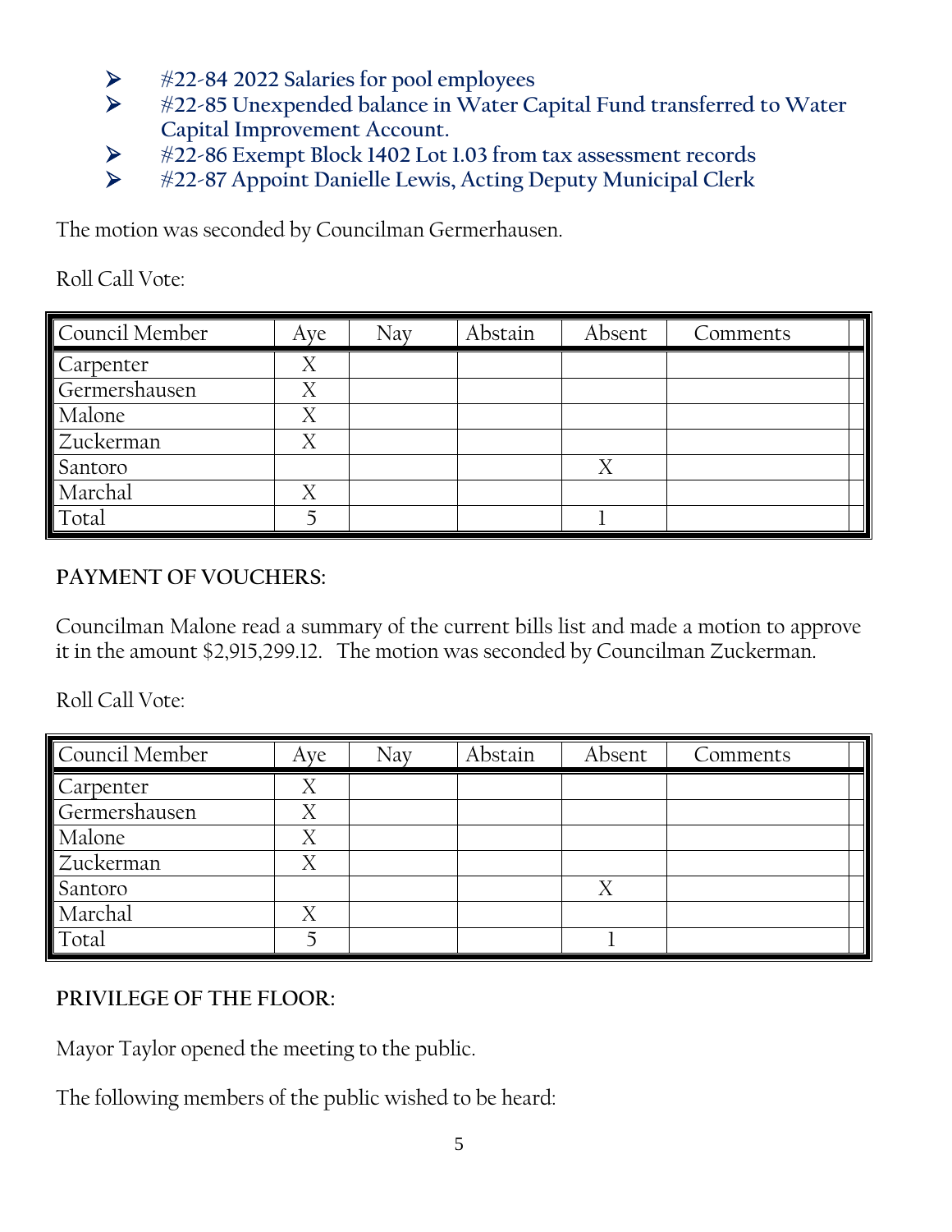- #22-84 2022 Salaries for pool employees
- #22-85 Unexpended balance in Water Capital Fund transferred to Water Capital Improvement Account.
- #22-86 Exempt Block 1402 Lot 1.03 from tax assessment records
- #22-87 Appoint Danielle Lewis, Acting Deputy Municipal Clerk

The motion was seconded by Councilman Germerhausen.

Roll Call Vote:

| Council Member | Aye | Nay | Abstain | Absent | Comments |
|---|---|---|---|---|---|
| Carpenter | X | | | | |
| Germershausen | X | | | | |
| Malone | X | | | | |
| Zuckerman | X | | | | |
| Santoro | | | | X | |
| Marchal | X | | | | |
| Total | 5 | | | 1 | |

**PAYMENT OF VOUCHERS:**

Councilman Malone read a summary of the current bills list and made a motion to approve it in the amount $2,915,299.12. The motion was seconded by Councilman Zuckerman.

Roll Call Vote:

| Council Member | Aye | Nay | Abstain | Absent | Comments |
|---|---|---|---|---|---|
| Carpenter | X | | | | |
| Germershausen | X | | | | |
| Malone | X | | | | |
| Zuckerman | X | | | | |
| Santoro | | | | X | |
| Marchal | X | | | | |
| Total | 5 | | | 1 | |

**PRIVILEGE OF THE FLOOR:**

Mayor Taylor opened the meeting to the public.

The following members of the public wished to be heard: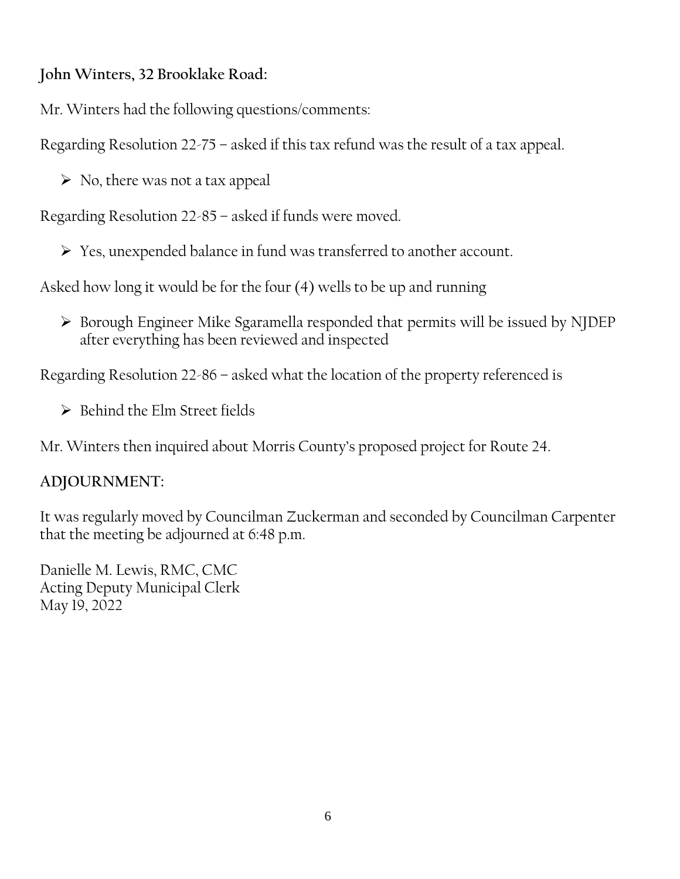**John Winters, 32 Brooklake Road:**

Mr. Winters had the following questions/comments:

Regarding Resolution 22-75 – asked if this tax refund was the result of a tax appeal.

- No, there was not a tax appeal

Regarding Resolution 22-85 – asked if funds were moved.

- Yes, unexpended balance in fund was transferred to another account.

Asked how long it would be for the four (4) wells to be up and running

- Borough Engineer Mike Sgaramella responded that permits will be issued by NJDEP after everything has been reviewed and inspected

Regarding Resolution 22-86 – asked what the location of the property referenced is

- Behind the Elm Street fields

Mr. Winters then inquired about Morris County's proposed project for Route 24.

**ADJOURNMENT:**

It was regularly moved by Councilman Zuckerman and seconded by Councilman Carpenter that the meeting be adjourned at 6:48 p.m.

Danielle M. Lewis, RMC, CMC
Acting Deputy Municipal Clerk
May 19, 2022